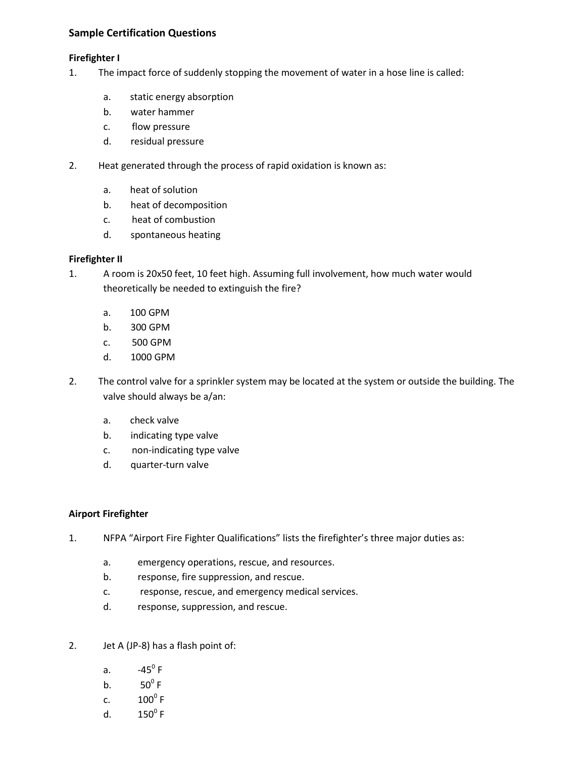# Sample Certification Questions

## Firefighter I

1. The impact force of suddenly stopping the movement of water in a hose line is called:

    a. static energy absorption
    b. water hammer
    c. flow pressure
    d. residual pressure

2. Heat generated through the process of rapid oxidation is known as:

    a. heat of solution
    b. heat of decomposition
    c. heat of combustion
    d. spontaneous heating

## Firefighter II

1. A room is 20x50 feet, 10 feet high. Assuming full involvement, how much water would theoretically be needed to extinguish the fire?

    a. 100 GPM
    b. 300 GPM
    c. 500 GPM
    d. 1000 GPM

2. The control valve for a sprinkler system may be located at the system or outside the building. The valve should always be a/an:

    a. check valve
    b. indicating type valve
    c. non-indicating type valve
    d. quarter-turn valve

## Airport Firefighter

1. NFPA “Airport Fire Fighter Qualifications” lists the firefighter’s three major duties as:

    a. emergency operations, rescue, and resources.
    b. response, fire suppression, and rescue.
    c. response, rescue, and emergency medical services.
    d. response, suppression, and rescue.

2. Jet A (JP-8) has a flash point of:

    a. $-45^0$ F
    b. $50^0$ F
    c. $100^0$ F
    d. $150^0$ F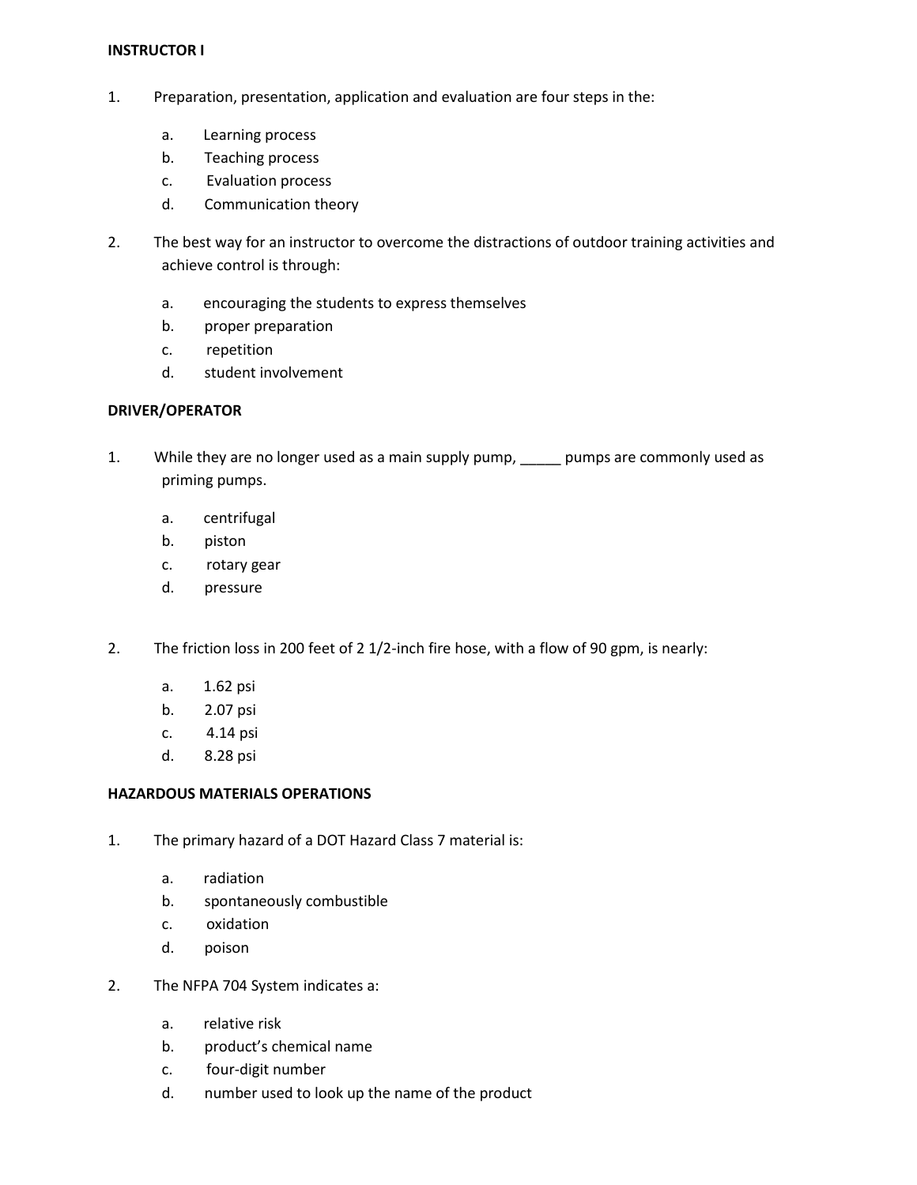**INSTRUCTOR I**

1. Preparation, presentation, application and evaluation are four steps in the:

   a. Learning process
   b. Teaching process
   c. Evaluation process
   d. Communication theory

2. The best way for an instructor to overcome the distractions of outdoor training activities and achieve control is through:

   a. encouraging the students to express themselves
   b. proper preparation
   c. repetition
   d. student involvement

**DRIVER/OPERATOR**

1. While they are no longer used as a main supply pump, _____ pumps are commonly used as priming pumps.

   a. centrifugal
   b. piston
   c. rotary gear
   d. pressure

2. The friction loss in 200 feet of 2 1/2-inch fire hose, with a flow of 90 gpm, is nearly:

   a. 1.62 psi
   b. 2.07 psi
   c. 4.14 psi
   d. 8.28 psi

**HAZARDOUS MATERIALS OPERATIONS**

1. The primary hazard of a DOT Hazard Class 7 material is:

   a. radiation
   b. spontaneously combustible
   c. oxidation
   d. poison

2. The NFPA 704 System indicates a:

   a. relative risk
   b. product's chemical name
   c. four-digit number
   d. number used to look up the name of the product